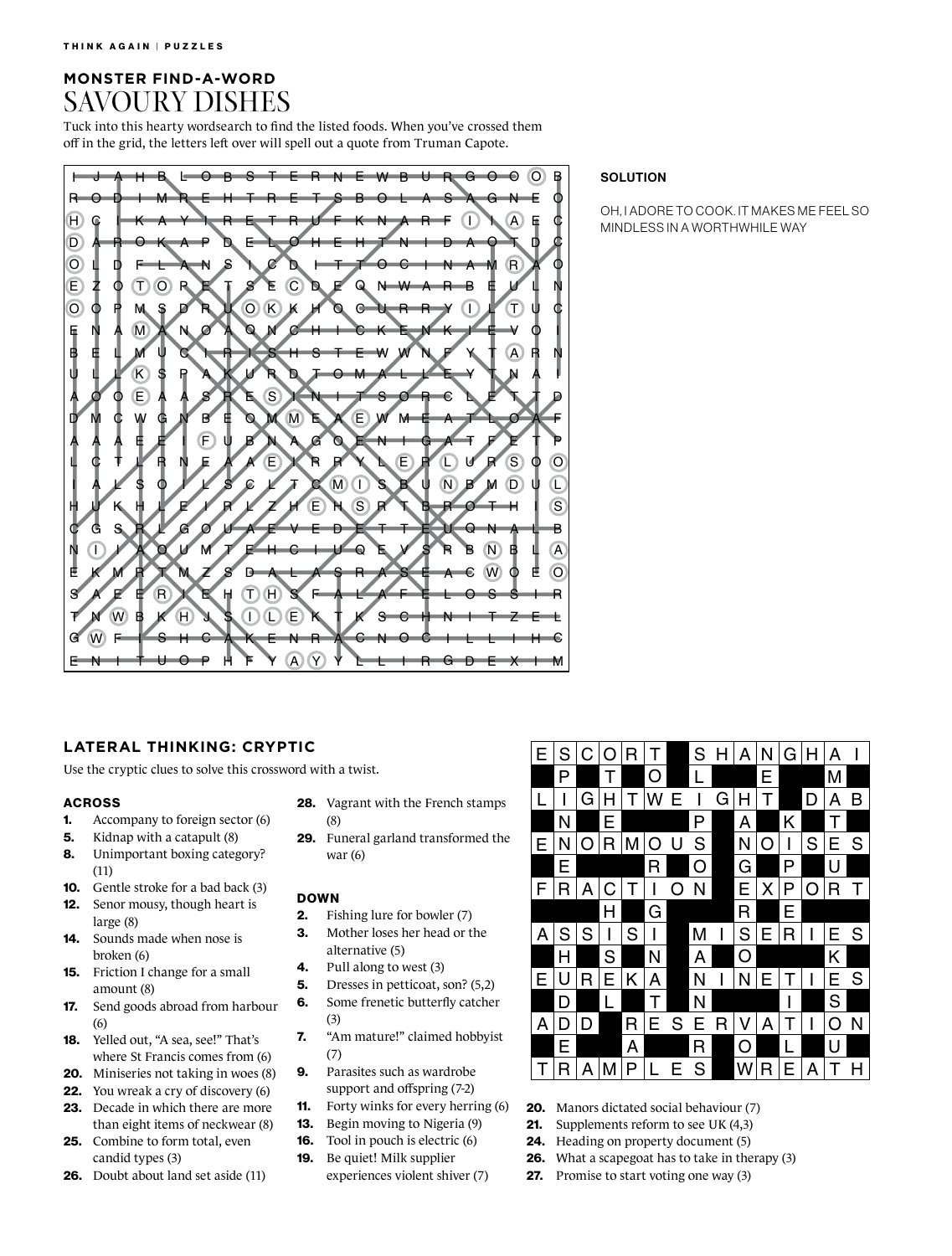## MONSTER FIND-A-WORD
# SAVOURY DISHES

Tuck into this hearty wordsearch to find the listed foods. When you've crossed them off in the grid, the letters left over will spell out a quote from Truman Capote.

```
I J A H B L O B S T E R N E W B U R G O O O B
R O D I M R E H T R E T S B O L A S A G N E O
H C I K A Y I R E T R U F K N A R F I I A E C
D A R O K A P D E L O H E H T N I D A O T D C
O L D F L A N S I C D I T T O C I N A M R A O
E Z O T O R E T S E C D E Q N W A R B E U L N
O O P M S D R U O K K H O C U R R Y I L T U C
E N A M A N O A O N C H I C K E N K I E V O I
B E L M U C I R I S H S T E W W N F Y T A R N
U L L K S P A K U R D T O M A L L E Y T N A I
A O O E A A S R E S I N I T S O R C L E T T D
D M C W G N B E O M M E A E W M E A T L O A F
A A A E E I F U B N A G O E N I G A T F E T P
L C T L R N E A A E I R R Y L E R L U R S O O
I A L S O I L S C L T C M I S B U N B M D U L
H U K H L E I R L Z H E H S R T B R O T H I S
C G S R L G O U A E V E D E T T E U Q N A L B
N I I A O U M T E H C I U Q E V S R B N B L A
E K M R T M Z S D A L A S R A S E A C W O E O
S A E E R I E H T H S F A L A F E L O S S I R
T N W B K H J S I L E K T K S C H N I T Z E L
G W F I S H C A K E N R A C N O C I L L I H C
E N I T U O P H F Y A Y Y L L I R G D E X I M
```

**SOLUTION**

OH, I ADORE TO COOK. IT MAKES ME FEEL SO MINDLESS IN A WORTHWHILE WAY

## LATERAL THINKING: CRYPTIC

Use the cryptic clues to solve this crossword with a twist.

| | | | | | | | | | | | | | | |
|---|---|---|---|---|---|---|---|---|---|---|---|---|---|---|
| E | S | C | O | R | T | | S | H | A | N | G | H | A | I |
| | P | | T | | O | | L | | | E | | | M | |
| L | I | G | H | T | W | E | I | G | H | T | | D | A | B |
| | N | | E | | | | P | | A | | K | | T | |
| E | N | O | R | M | O | U | S | | N | O | I | S | E | S |
| | E | | | | R | | O | | G | | P | | U | |
| F | R | A | C | T | I | O | N | | E | X | P | O | R | T |
| | | | H | | G | | | | R | | E | | | |
| A | S | S | I | S | I | | M | I | S | E | R | I | E | S |
| | H | | S | | N | | A | | O | | | | K | |
| E | U | R | E | K | A | | N | I | N | E | T | I | E | S |
| | D | | L | | T | | N | | | | I | | S | |
| A | D | D | | R | E | S | E | R | V | A | T | I | O | N |
| | E | | | A | | | R | | O | | L | | U | |
| T | R | A | M | P | L | E | S | | W | R | E | A | T | H |

### ACROSS
1. Accompany to foreign sector (6)
5. Kidnap with a catapult (8)
8. Unimportant boxing category? (11)
10. Gentle stroke for a bad back (3)
12. Senor mousy, though heart is large (8)
14. Sounds made when nose is broken (6)
15. Friction I change for a small amount (8)
17. Send goods abroad from harbour (6)
18. Yelled out, "A sea, see!" That's where St Francis comes from (6)
20. Miniseries not taking in woes (8)
22. You wreak a cry of discovery (6)
23. Decade in which there are more than eight items of neckwear (8)
25. Combine to form total, even candid types (3)
26. Doubt about land set aside (11)
28. Vagrant with the French stamps (8)
29. Funeral garland transformed the war (6)

### DOWN
2. Fishing lure for bowler (7)
3. Mother loses her head or the alternative (5)
4. Pull along to west (3)
5. Dresses in petticoat, son? (5,2)
6. Some frenetic butterfly catcher (3)
7. "Am mature!" claimed hobbyist (7)
9. Parasites such as wardrobe support and offspring (7-2)
11. Forty winks for every herring (6)
13. Begin moving to Nigeria (9)
16. Tool in pouch is electric (6)
19. Be quiet! Milk supplier experiences violent shiver (7)
20. Manors dictated social behaviour (7)
21. Supplements reform to see UK (4,3)
24. Heading on property document (5)
26. What a scapegoat has to take in therapy (3)
27. Promise to start voting one way (3)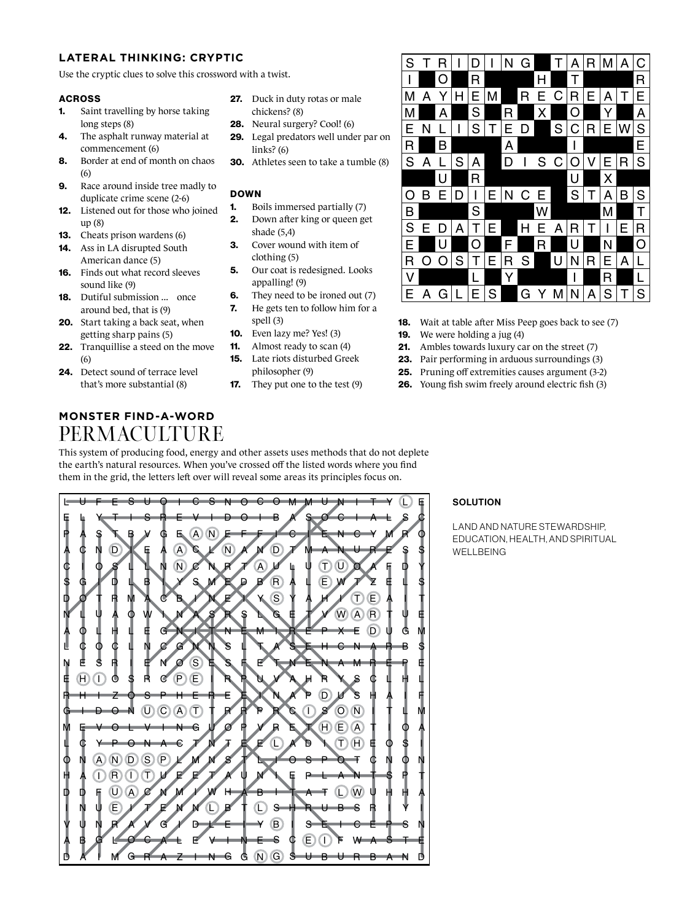## LATERAL THINKING: CRYPTIC

Use the cryptic clues to solve this crossword with a twist.

### ACROSS

- **1.** Saint travelling by horse taking long steps (8)
- **4.** The asphalt runway material at commencement (6)
- **8.** Border at end of month on chaos (6)
- **9.** Race around inside tree madly to duplicate crime scene (2-6)
- **12.** Listened out for those who joined up (8)
- **13.** Cheats prison wardens (6)
- **14.** Ass in LA disrupted South American dance (5)
- **16.** Finds out what record sleeves sound like (9)
- **18.** Dutiful submission ... once around bed, that is (9)
- **20.** Start taking a back seat, when getting sharp pains (5)
- **22.** Tranquillise a steed on the move (6)
- **24.** Detect sound of terrace level that's more substantial (8)
- **27.** Duck in duty rotas or male chickens? (8)
- **28.** Neural surgery? Cool! (6)
- **29.** Legal predators well under par on links? (6)
- **30.** Athletes seen to take a tumble (8)

### DOWN

- **1.** Boils immersed partially (7)
- **2.** Down after king or queen get shade (5,4)
- **3.** Cover wound with item of clothing (5)
- **5.** Our coat is redesigned. Looks appalling! (9)
- **6.** They need to be ironed out (7)
- **7.** He gets ten to follow him for a spell (3)
- **10.** Even lazy me? Yes! (3)
- **11.** Almost ready to scan (4)
- **15.** Late riots disturbed Greek philosopher (9)
- **17.** They put one to the test (9)
- **18.** Wait at table after Miss Peep goes back to see (7)
- **19.** We were holding a jug (4)
- **21.** Ambles towards luxury car on the street (7)
- **23.** Pair performing in arduous surroundings (3)
- **25.** Pruning off extremities causes argument (3-2)
- **26.** Young fish swim freely around electric fish (3)

| | | | | | | | | | | | | | | |
|---|---|---|---|---|---|---|---|---|---|---|---|---|---|---|
| S | T | R | I | D | I | N | G | | T | A | R | M | A | C |
| I | | O | | R | | | | H | | T | | | | R |
| M | A | Y | H | E | M | | R | E | C | R | E | A | T | E |
| M | | A | | S | | R | | X | | O | | Y | | A |
| E | N | L | I | S | T | E | D | | S | C | R | E | W | S |
| R | | B | | | | A | | | | I | | | | E |
| S | A | L | S | A | | D | I | S | C | O | V | E | R | S |
| | | U | | R | | | | | | U | | X | | |
| O | B | E | D | I | E | N | C | E | | S | T | A | B | S |
| B | | | | S | | | | W | | | | M | | T |
| S | E | D | A | T | E | | H | E | A | R | T | I | E | R |
| E | | U | | O | | F | | R | | U | | N | | O |
| R | O | O | S | T | E | R | S | | U | N | R | E | A | L |
| V | | | | L | | Y | | | | I | | R | | L |
| E | A | G | L | E | S | | G | Y | M | N | A | S | T | S |

## MONSTER FIND-A-WORD

# PERMACULTURE

This system of producing food, energy and other assets uses methods that do not deplete the earth's natural resources. When you've crossed off the listed words where you find them in the grid, the letters left over will reveal some areas its principles focus on.

```
L U F E S U O I C S N O C O M M U N I T Y L E
E L Y T I S R E V I D O I B A S O C I A L S C
P A S T B V G E A N E F F I C I E N C Y M R O
A C N D K E A A C L N A N D T M A N U R E S S
C I O S L L N N C N R T A U L U T U O A F D Y
S G I D L B I Y S M E D B R A L E W T Z E L S
D O T R M A C B I N E I Y S Y A H I T E A I T
N L U A O W I N A S R S L G E T V W A R T U E
A O L H L E G N I T N E M I R E P X E D U G M
L C O C L N C G N N S L T A S E H C N A R B S
N E S R I E N O S E S F E T N E N A M R E P E
E H I O S R C P E I R P U V A H R Y S C L H L
R H I Z O S P H E R E E I N A P D U S H A I F
G I D O N U C A T T R R P R C I S O N I T L M
M E V O L V I N G U O P V R E T H E A T I O A
L C Y P O N A C T N T E E L A D I T H E O S I
O N A N D S P L M N S T L O S P O T C N O N
H A I R I T U E E T A U N I E P L A N T S P T
D D F U A C N M I W H A B I T A T L W U H H A
I N U E I T E N N L B T L S H R U B S R I Y I
V U N R A V G I D L E I Y B I S E I C E P S N
A B G L O C A L E V I N E S C E I F W A S T E
D A I M G R A Z I N G G N G S U B U R B A N D
```

### SOLUTION

LAND AND NATURE STEWARDSHIP, EDUCATION, HEALTH, AND SPIRITUAL WELLBEING